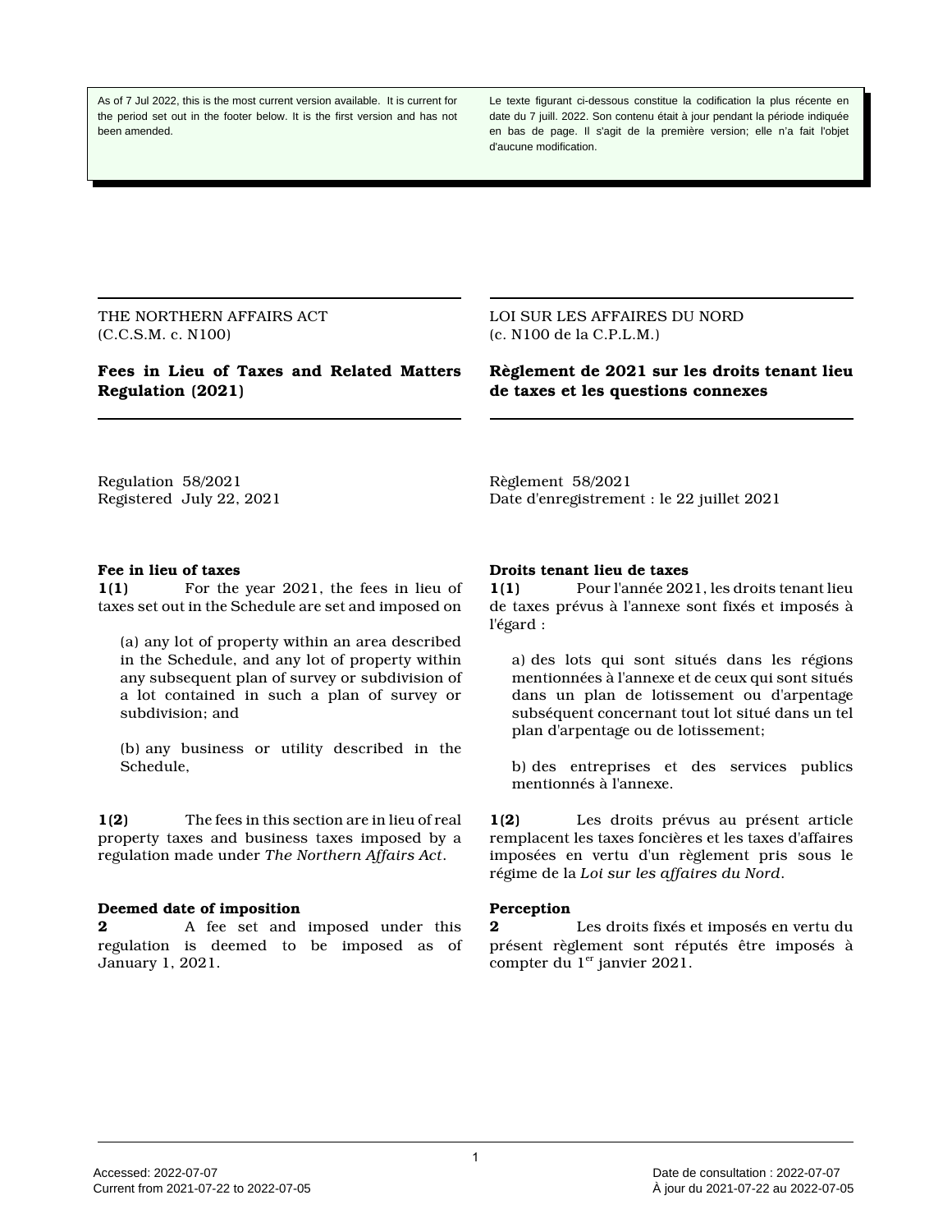As of 7 Jul 2022, this is the most current version available. It is current for the period set out in the footer below. It is the first version and has not been amended.

Le texte figurant ci-dessous constitue la codification la plus récente en date du 7 juill. 2022. Son contenu était à jour pendant la période indiquée en bas de page. Il s'agit de la première version; elle n'a fait l'objet d'aucune modification.

THE NORTHERN AFFAIRS ACT
(C.C.S.M. c. N100)

# Fees in Lieu of Taxes and Related Matters Regulation (2021)

Regulation 58/2021
Registered July 22, 2021

**Fee in lieu of taxes**

**1(1)** For the year 2021, the fees in lieu of taxes set out in the Schedule are set and imposed on

(a) any lot of property within an area described in the Schedule, and any lot of property within any subsequent plan of survey or subdivision of a lot contained in such a plan of survey or subdivision; and

(b) any business or utility described in the Schedule,

**1(2)** The fees in this section are in lieu of real property taxes and business taxes imposed by a regulation made under *The Northern Affairs Act*.

**Deemed date of imposition**

**2** A fee set and imposed under this regulation is deemed to be imposed as of January 1, 2021.

LOI SUR LES AFFAIRES DU NORD
(c. N100 de la C.P.L.M.)

# Règlement de 2021 sur les droits tenant lieu de taxes et les questions connexes

Règlement 58/2021
Date d'enregistrement : le 22 juillet 2021

**Droits tenant lieu de taxes**

**1(1)** Pour l'année 2021, les droits tenant lieu de taxes prévus à l'annexe sont fixés et imposés à l'égard :

a) des lots qui sont situés dans les régions mentionnées à l'annexe et de ceux qui sont situés dans un plan de lotissement ou d'arpentage subséquent concernant tout lot situé dans un tel plan d'arpentage ou de lotissement;

b) des entreprises et des services publics mentionnés à l'annexe.

**1(2)** Les droits prévus au présent article remplacent les taxes foncières et les taxes d'affaires imposées en vertu d'un règlement pris sous le régime de la *Loi sur les affaires du Nord*.

**Perception**

**2** Les droits fixés et imposés en vertu du présent règlement sont réputés être imposés à compter du 1er janvier 2021.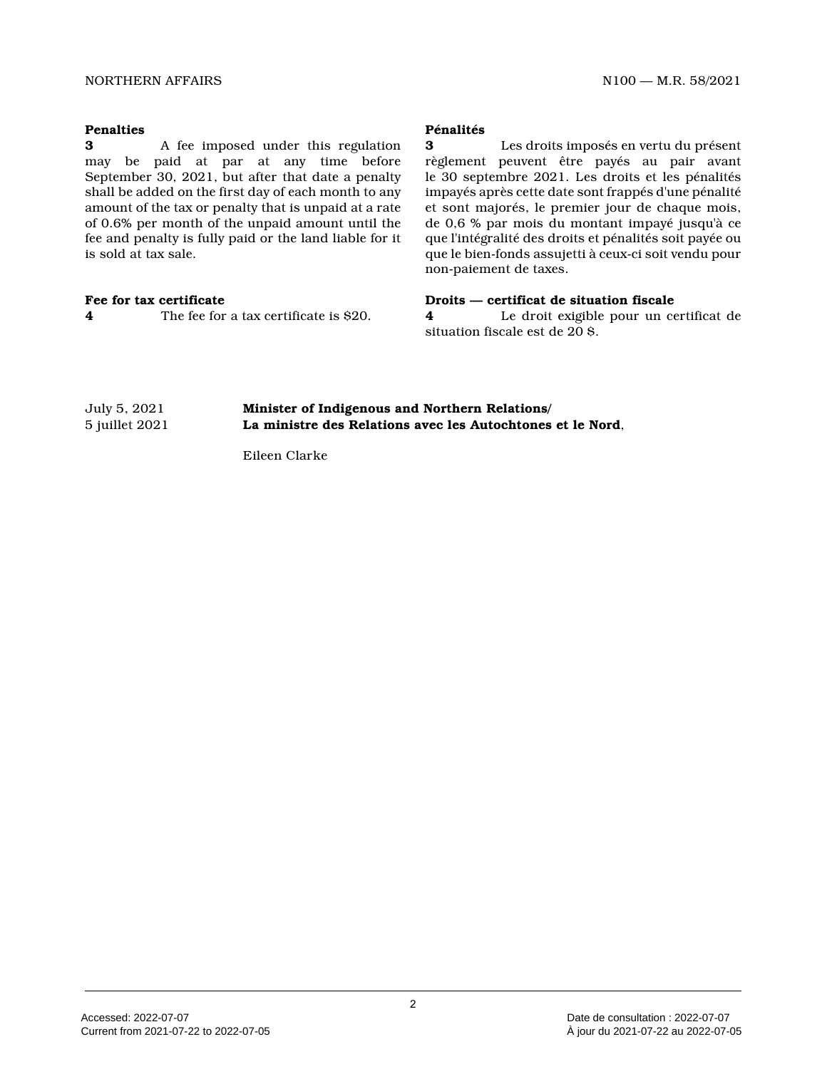**Penalties**

**3** A fee imposed under this regulation may be paid at par at any time before September 30, 2021, but after that date a penalty shall be added on the first day of each month to any amount of the tax or penalty that is unpaid at a rate of 0.6% per month of the unpaid amount until the fee and penalty is fully paid or the land liable for it is sold at tax sale.

**Pénalités**

**3** Les droits imposés en vertu du présent règlement peuvent être payés au pair avant le 30 septembre 2021. Les droits et les pénalités impayés après cette date sont frappés d'une pénalité et sont majorés, le premier jour de chaque mois, de 0,6 % par mois du montant impayé jusqu'à ce que l'intégralité des droits et pénalités soit payée ou que le bien-fonds assujetti à ceux-ci soit vendu pour non-paiement de taxes.

**Fee for tax certificate**

**4** The fee for a tax certificate is $20.

**Droits — certificat de situation fiscale**

**4** Le droit exigible pour un certificat de situation fiscale est de 20 $.

July 5, 2021
5 juillet 2021

**Minister of Indigenous and Northern Relations/**
**La ministre des Relations avec les Autochtones et le Nord**,

Eileen Clarke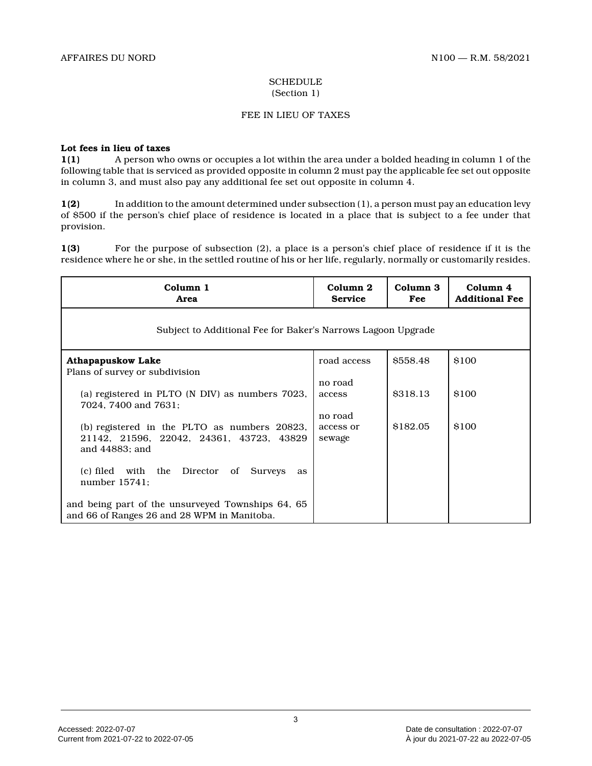SCHEDULE
(Section 1)

FEE IN LIEU OF TAXES

**Lot fees in lieu of taxes**

**1(1)** A person who owns or occupies a lot within the area under a bolded heading in column 1 of the following table that is serviced as provided opposite in column 2 must pay the applicable fee set out opposite in column 3, and must also pay any additional fee set out opposite in column 4.

**1(2)** In addition to the amount determined under subsection (1), a person must pay an education levy of $500 if the person's chief place of residence is located in a place that is subject to a fee under that provision.

**1(3)** For the purpose of subsection (2), a place is a person's chief place of residence if it is the residence where he or she, in the settled routine of his or her life, regularly, normally or customarily resides.

| **Column 1 Area** | **Column 2 Service** | **Column 3 Fee** | **Column 4 Additional Fee** |
|---|---|---|---|
| Subject to Additional Fee for Baker's Narrows Lagoon Upgrade | | | |
| **Athapapuskow Lake** Plans of survey or subdivision (a) registered in PLTO (N DIV) as numbers 7023, 7024, 7400 and 7631; (b) registered in the PLTO as numbers 20823, 21142, 21596, 22042, 24361, 43723, 43829 and 44883; and (c) filed with the Director of Surveys as number 15741; and being part of the unsurveyed Townships 64, 65 and 66 of Ranges 26 and 28 WPM in Manitoba. | road access<br>no road access<br>no road access or sewage | $558.48<br>$318.13<br>$182.05 | $100<br>$100<br>$100 |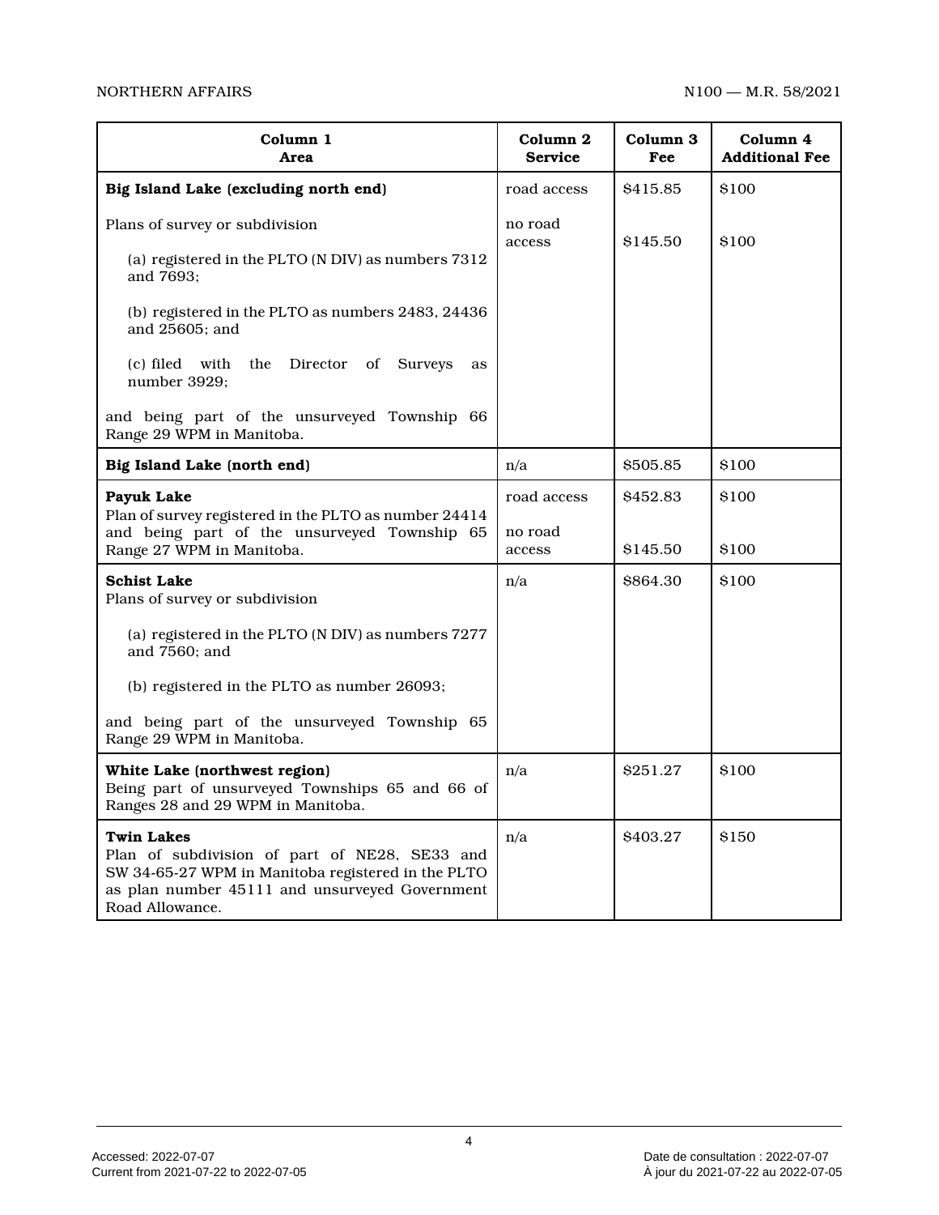| Column 1<br>Area | Column 2<br>Service | Column 3<br>Fee | Column 4<br>Additional Fee |
|---|---|---|---|
| **Big Island Lake (excluding north end)** | road access | $415.85 | $100 |
| Plans of survey or subdivision<br><br>(a) registered in the PLTO (N DIV) as numbers 7312 and 7693;<br><br>(b) registered in the PLTO as numbers 2483, 24436 and 25605; and<br><br>(c) filed with the Director of Surveys as number 3929;<br><br>and being part of the unsurveyed Township 66 Range 29 WPM in Manitoba. | no road access | $145.50 | $100 |
| **Big Island Lake (north end)** | n/a | $505.85 | $100 |
| **Payuk Lake**<br>Plan of survey registered in the PLTO as number 24414 and being part of the unsurveyed Township 65 Range 27 WPM in Manitoba. | road access<br><br>no road access | $452.83<br><br>$145.50 | $100<br><br>$100 |
| **Schist Lake**<br>Plans of survey or subdivision<br><br>(a) registered in the PLTO (N DIV) as numbers 7277 and 7560; and<br><br>(b) registered in the PLTO as number 26093;<br><br>and being part of the unsurveyed Township 65 Range 29 WPM in Manitoba. | n/a | $864.30 | $100 |
| **White Lake (northwest region)**<br>Being part of unsurveyed Townships 65 and 66 of Ranges 28 and 29 WPM in Manitoba. | n/a | $251.27 | $100 |
| **Twin Lakes**<br>Plan of subdivision of part of NE28, SE33 and SW 34-65-27 WPM in Manitoba registered in the PLTO as plan number 45111 and unsurveyed Government Road Allowance. | n/a | $403.27 | $150 |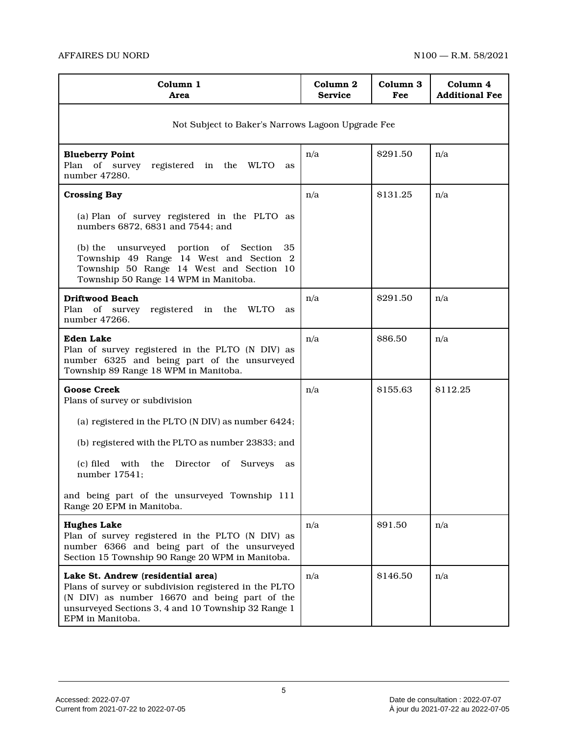| Column 1<br>Area | Column 2<br>Service | Column 3<br>Fee | Column 4<br>Additional Fee |
|---|---|---|---|
| Not Subject to Baker's Narrows Lagoon Upgrade Fee | | | |
| **Blueberry Point**<br>Plan of survey registered in the WLTO as number 47280. | n/a | $291.50 | n/a |
| **Crossing Bay**<br>(a) Plan of survey registered in the PLTO as numbers 6872, 6831 and 7544; and<br>(b) the unsurveyed portion of Section 35 Township 49 Range 14 West and Section 2 Township 50 Range 14 West and Section 10 Township 50 Range 14 WPM in Manitoba. | n/a | $131.25 | n/a |
| **Driftwood Beach**<br>Plan of survey registered in the WLTO as number 47266. | n/a | $291.50 | n/a |
| **Eden Lake**<br>Plan of survey registered in the PLTO (N DIV) as number 6325 and being part of the unsurveyed Township 89 Range 18 WPM in Manitoba. | n/a | $86.50 | n/a |
| **Goose Creek**<br>Plans of survey or subdivision<br>(a) registered in the PLTO (N DIV) as number 6424;<br>(b) registered with the PLTO as number 23833; and<br>(c) filed with the Director of Surveys as number 17541;<br>and being part of the unsurveyed Township 111 Range 20 EPM in Manitoba. | n/a | $155.63 | $112.25 |
| **Hughes Lake**<br>Plan of survey registered in the PLTO (N DIV) as number 6366 and being part of the unsurveyed Section 15 Township 90 Range 20 WPM in Manitoba. | n/a | $91.50 | n/a |
| **Lake St. Andrew (residential area)**<br>Plans of survey or subdivision registered in the PLTO (N DIV) as number 16670 and being part of the unsurveyed Sections 3, 4 and 10 Township 32 Range 1 EPM in Manitoba. | n/a | $146.50 | n/a |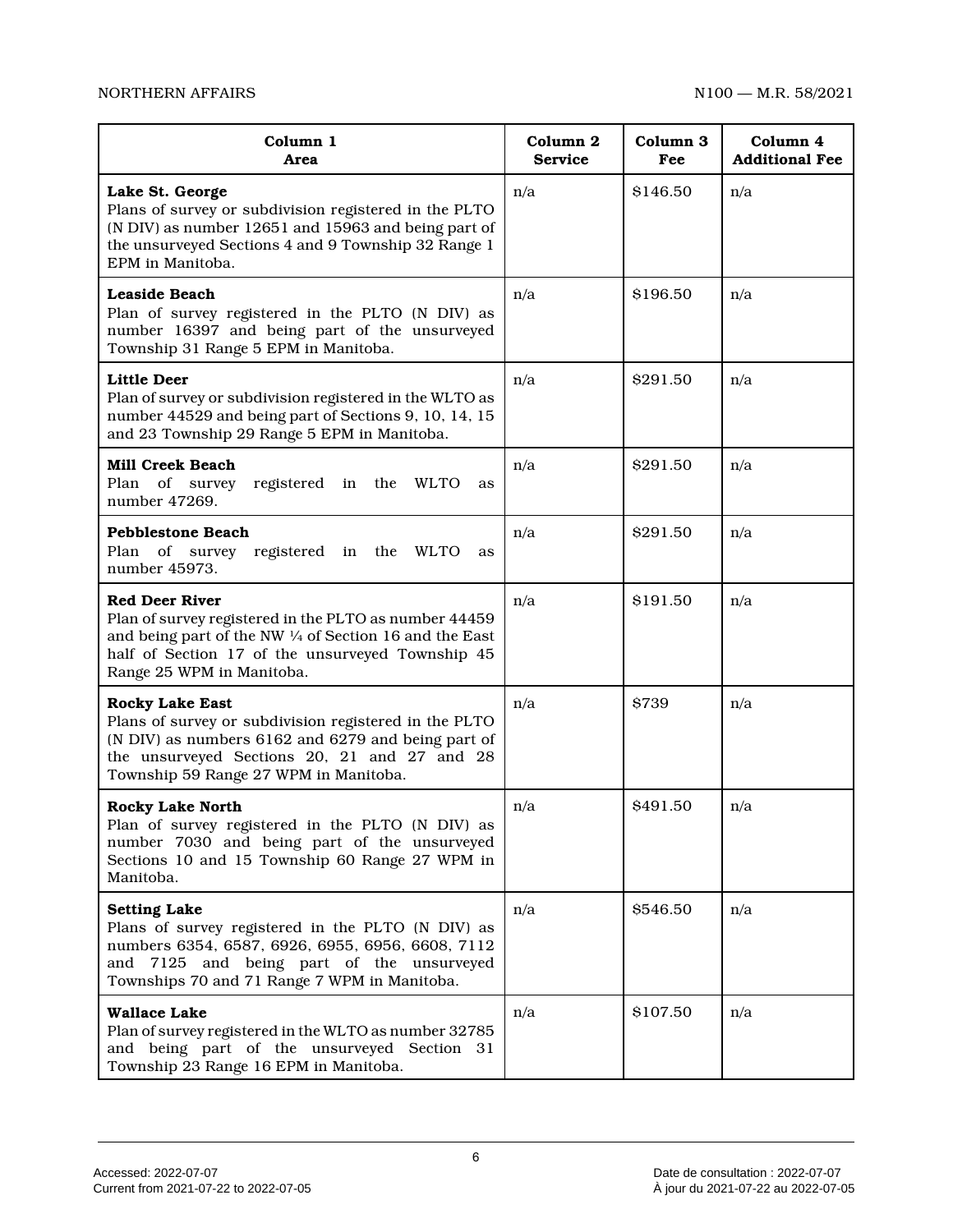| **Column 1**<br>**Area** | **Column 2**<br>**Service** | **Column 3**<br>**Fee** | **Column 4**<br>**Additional Fee** |
|---|---|---|---|
| **Lake St. George**<br>Plans of survey or subdivision registered in the PLTO (N DIV) as number 12651 and 15963 and being part of the unsurveyed Sections 4 and 9 Township 32 Range 1 EPM in Manitoba. | n/a | $146.50 | n/a |
| **Leaside Beach**<br>Plan of survey registered in the PLTO (N DIV) as number 16397 and being part of the unsurveyed Township 31 Range 5 EPM in Manitoba. | n/a | $196.50 | n/a |
| **Little Deer**<br>Plan of survey or subdivision registered in the WLTO as number 44529 and being part of Sections 9, 10, 14, 15 and 23 Township 29 Range 5 EPM in Manitoba. | n/a | $291.50 | n/a |
| **Mill Creek Beach**<br>Plan of survey registered in the WLTO as number 47269. | n/a | $291.50 | n/a |
| **Pebblestone Beach**<br>Plan of survey registered in the WLTO as number 45973. | n/a | $291.50 | n/a |
| **Red Deer River**<br>Plan of survey registered in the PLTO as number 44459 and being part of the NW ¼ of Section 16 and the East half of Section 17 of the unsurveyed Township 45 Range 25 WPM in Manitoba. | n/a | $191.50 | n/a |
| **Rocky Lake East**<br>Plans of survey or subdivision registered in the PLTO (N DIV) as numbers 6162 and 6279 and being part of the unsurveyed Sections 20, 21 and 27 and 28 Township 59 Range 27 WPM in Manitoba. | n/a | $739 | n/a |
| **Rocky Lake North**<br>Plan of survey registered in the PLTO (N DIV) as number 7030 and being part of the unsurveyed Sections 10 and 15 Township 60 Range 27 WPM in Manitoba. | n/a | $491.50 | n/a |
| **Setting Lake**<br>Plans of survey registered in the PLTO (N DIV) as numbers 6354, 6587, 6926, 6955, 6956, 6608, 7112 and 7125 and being part of the unsurveyed Townships 70 and 71 Range 7 WPM in Manitoba. | n/a | $546.50 | n/a |
| **Wallace Lake**<br>Plan of survey registered in the WLTO as number 32785 and being part of the unsurveyed Section 31 Township 23 Range 16 EPM in Manitoba. | n/a | $107.50 | n/a |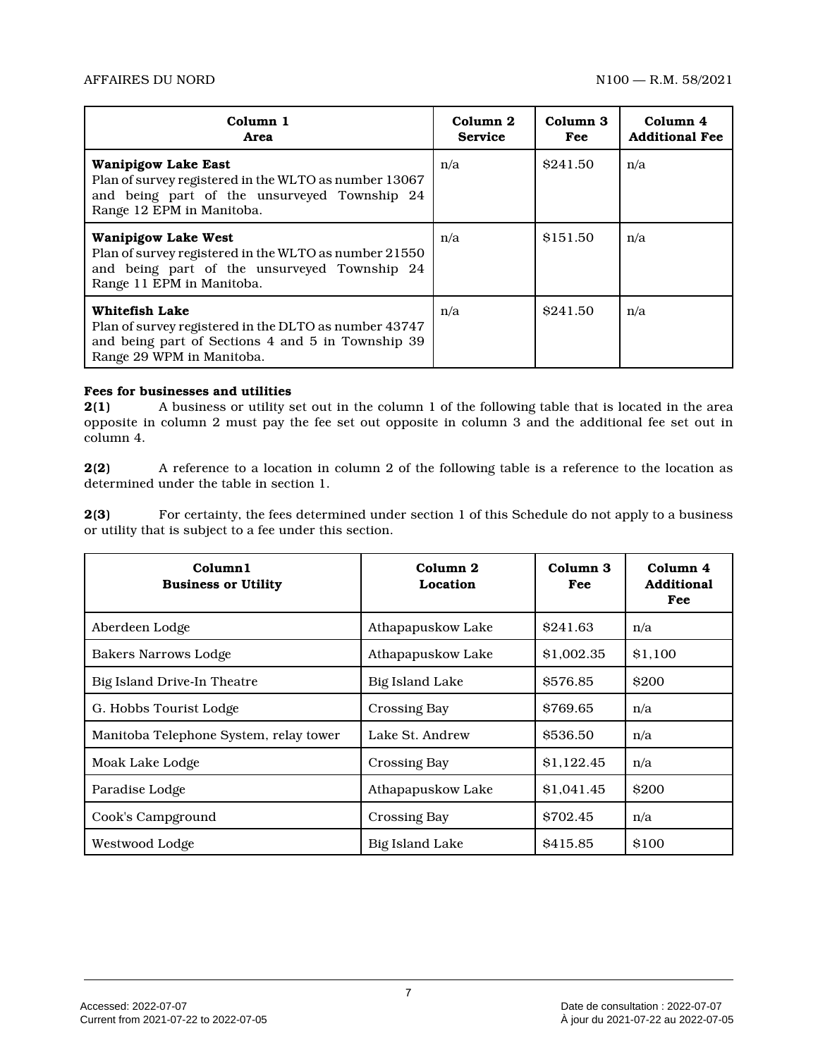| Column 1<br>Area | Column 2<br>Service | Column 3<br>Fee | Column 4<br>Additional Fee |
|---|---|---|---|
| **Wanipigow Lake East**<br>Plan of survey registered in the WLTO as number 13067 and being part of the unsurveyed Township 24 Range 12 EPM in Manitoba. | n/a | $241.50 | n/a |
| **Wanipigow Lake West**<br>Plan of survey registered in the WLTO as number 21550 and being part of the unsurveyed Township 24 Range 11 EPM in Manitoba. | n/a | $151.50 | n/a |
| **Whitefish Lake**<br>Plan of survey registered in the DLTO as number 43747 and being part of Sections 4 and 5 in Township 39 Range 29 WPM in Manitoba. | n/a | $241.50 | n/a |

**Fees for businesses and utilities**

**2(1)** A business or utility set out in the column 1 of the following table that is located in the area opposite in column 2 must pay the fee set out opposite in column 3 and the additional fee set out in column 4.

**2(2)** A reference to a location in column 2 of the following table is a reference to the location as determined under the table in section 1.

**2(3)** For certainty, the fees determined under section 1 of this Schedule do not apply to a business or utility that is subject to a fee under this section.

| Column1<br>Business or Utility | Column 2<br>Location | Column 3<br>Fee | Column 4<br>Additional Fee |
|---|---|---|---|
| Aberdeen Lodge | Athapapuskow Lake | $241.63 | n/a |
| Bakers Narrows Lodge | Athapapuskow Lake | $1,002.35 | $1,100 |
| Big Island Drive-In Theatre | Big Island Lake | $576.85 | $200 |
| G. Hobbs Tourist Lodge | Crossing Bay | $769.65 | n/a |
| Manitoba Telephone System, relay tower | Lake St. Andrew | $536.50 | n/a |
| Moak Lake Lodge | Crossing Bay | $1,122.45 | n/a |
| Paradise Lodge | Athapapuskow Lake | $1,041.45 | $200 |
| Cook's Campground | Crossing Bay | $702.45 | n/a |
| Westwood Lodge | Big Island Lake | $415.85 | $100 |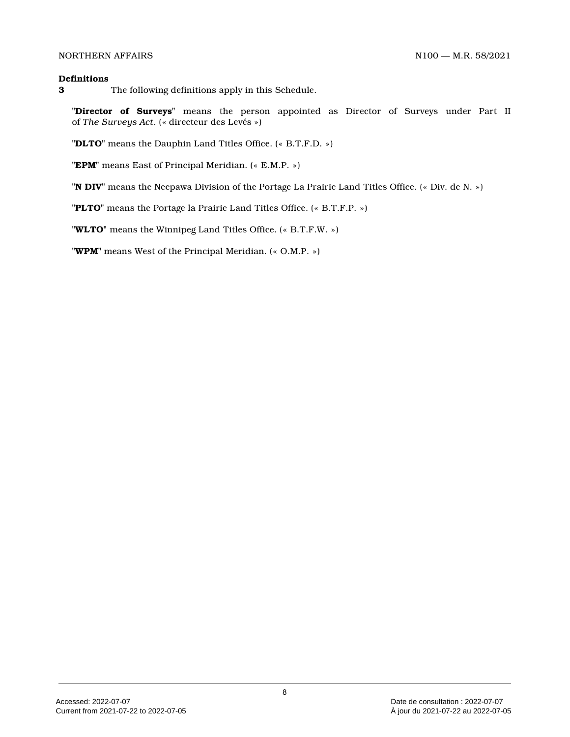**Definitions**

**3** The following definitions apply in this Schedule.

"**Director of Surveys**" means the person appointed as Director of Surveys under Part II of *The Surveys Act*. (« directeur des Levés »)

"**DLTO**" means the Dauphin Land Titles Office. (« B.T.F.D. »)

"**EPM**" means East of Principal Meridian. (« E.M.P. »)

"**N DIV**" means the Neepawa Division of the Portage La Prairie Land Titles Office. (« Div. de N. »)

"**PLTO**" means the Portage la Prairie Land Titles Office. (« B.T.F.P. »)

"**WLTO**" means the Winnipeg Land Titles Office. (« B.T.F.W. »)

"**WPM**" means West of the Principal Meridian. (« O.M.P. »)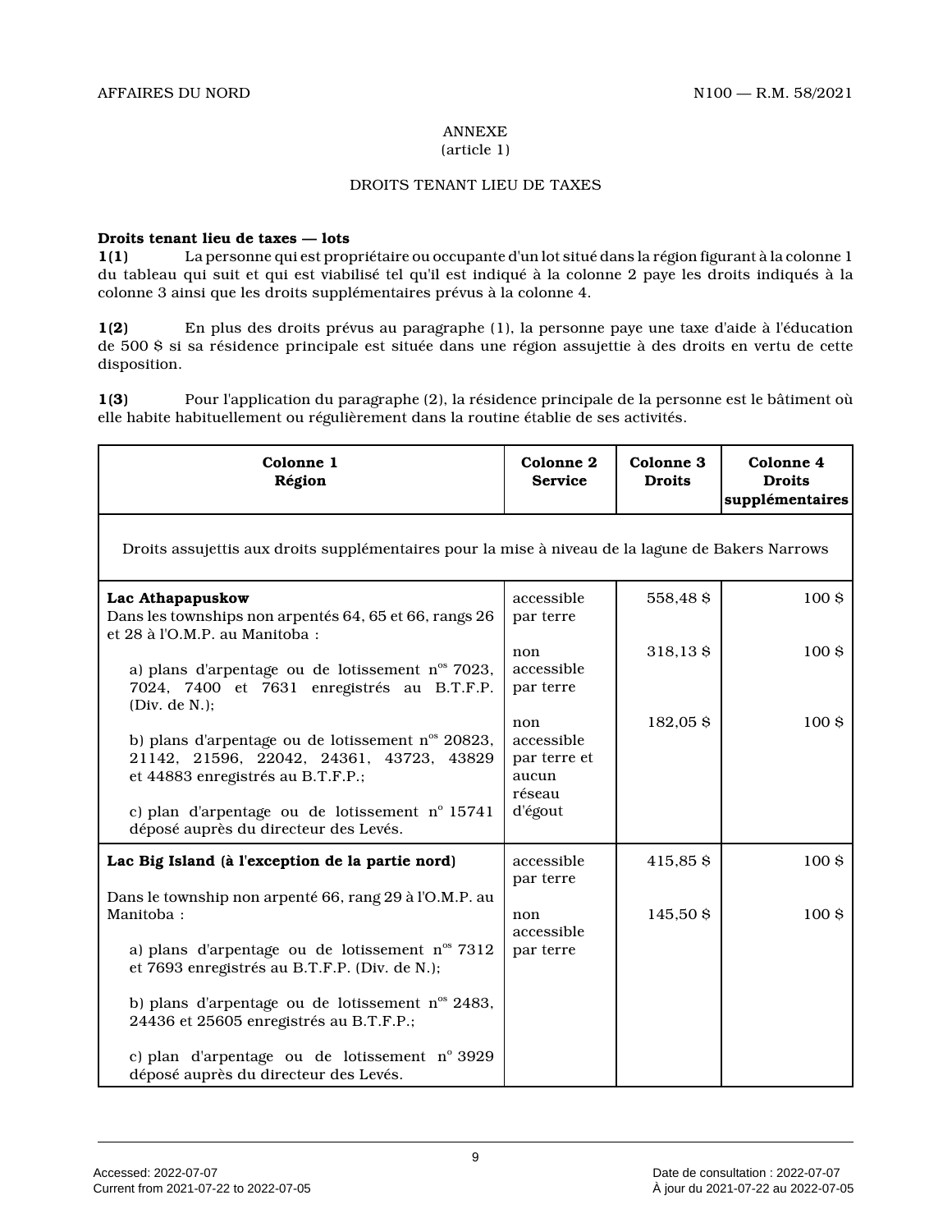ANNEXE
(article 1)

DROITS TENANT LIEU DE TAXES

**Droits tenant lieu de taxes — lots**
**1(1)** La personne qui est propriétaire ou occupante d'un lot situé dans la région figurant à la colonne 1 du tableau qui suit et qui est viabilisé tel qu'il est indiqué à la colonne 2 paye les droits indiqués à la colonne 3 ainsi que les droits supplémentaires prévus à la colonne 4.

**1(2)** En plus des droits prévus au paragraphe (1), la personne paye une taxe d'aide à l'éducation de 500 $ si sa résidence principale est située dans une région assujettie à des droits en vertu de cette disposition.

**1(3)** Pour l'application du paragraphe (2), la résidence principale de la personne est le bâtiment où elle habite habituellement ou régulièrement dans la routine établie de ses activités.

| **Colonne 1 Région** | **Colonne 2 Service** | **Colonne 3 Droits** | **Colonne 4 Droits supplémentaires** |
|---|---|---|---|
| Droits assujettis aux droits supplémentaires pour la mise à niveau de la lagune de Bakers Narrows | | | |
| **Lac Athapapuskow**<br>Dans les townships non arpentés 64, 65 et 66, rangs 26 et 28 à l'O.M.P. au Manitoba :<br>a) plans d'arpentage ou de lotissement n[os] 7023, 7024, 7400 et 7631 enregistrés au B.T.F.P. (Div. de N.);<br>b) plans d'arpentage ou de lotissement n[os] 20823, 21142, 21596, 22042, 24361, 43723, 43829 et 44883 enregistrés au B.T.F.P.;<br>c) plan d'arpentage ou de lotissement n[o] 15741 déposé auprès du directeur des Levés. | accessible par terre<br><br>non accessible par terre<br><br>non accessible par terre et aucun réseau d'égout | 558,48 $<br><br>318,13 $<br><br>182,05 $ | 100 $<br><br>100 $<br><br>100 $ |
| **Lac Big Island (à l'exception de la partie nord)**<br>Dans le township non arpenté 66, rang 29 à l'O.M.P. au Manitoba :<br>a) plans d'arpentage ou de lotissement n[os] 7312 et 7693 enregistrés au B.T.F.P. (Div. de N.);<br>b) plans d'arpentage ou de lotissement n[os] 2483, 24436 et 25605 enregistrés au B.T.F.P.;<br>c) plan d'arpentage ou de lotissement n[o] 3929 déposé auprès du directeur des Levés. | accessible par terre<br><br>non accessible par terre | 415,85 $<br><br>145,50 $ | 100 $<br><br>100 $ |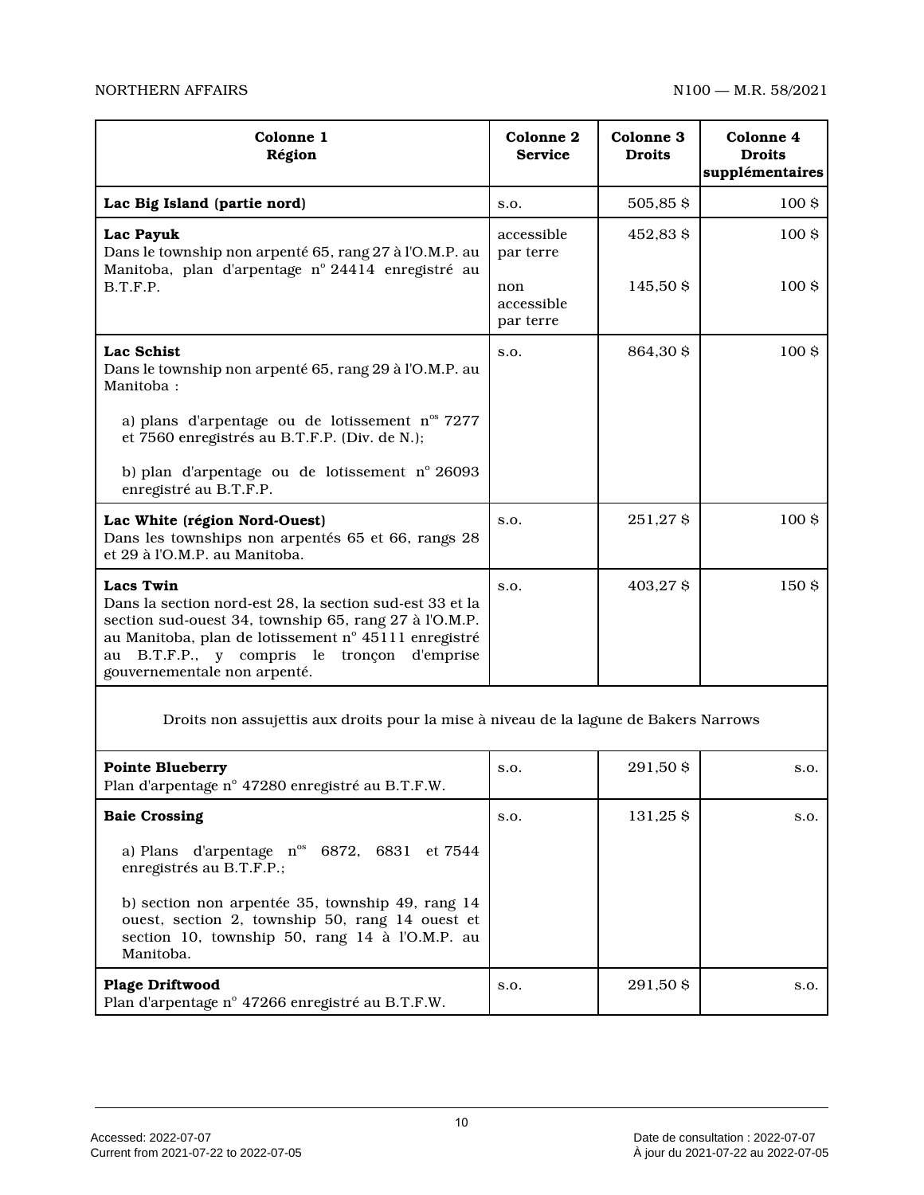| Colonne 1 Région | Colonne 2 Service | Colonne 3 Droits | Colonne 4 Droits supplémentaires |
|---|---|---|---|
| **Lac Big Island (partie nord)** | s.o. | 505,85 $ | 100 $ |
| **Lac Payuk** Dans le township non arpenté 65, rang 27 à l'O.M.P. au Manitoba, plan d'arpentage nº 24414 enregistré au B.T.F.P. | accessible par terre | 452,83 $ | 100 $ |
| | non accessible par terre | 145,50 $ | 100 $ |
| **Lac Schist** Dans le township non arpenté 65, rang 29 à l'O.M.P. au Manitoba : a) plans d'arpentage ou de lotissement nºs 7277 et 7560 enregistrés au B.T.F.P. (Div. de N.); b) plan d'arpentage ou de lotissement nº 26093 enregistré au B.T.F.P. | s.o. | 864,30 $ | 100 $ |
| **Lac White (région Nord-Ouest)** Dans les townships non arpentés 65 et 66, rangs 28 et 29 à l'O.M.P. au Manitoba. | s.o. | 251,27 $ | 100 $ |
| **Lacs Twin** Dans la section nord-est 28, la section sud-est 33 et la section sud-ouest 34, township 65, rang 27 à l'O.M.P. au Manitoba, plan de lotissement nº 45111 enregistré au B.T.F.P., y compris le tronçon d'emprise gouvernementale non arpenté. | s.o. | 403,27 $ | 150 $ |
| Droits non assujettis aux droits pour la mise à niveau de la lagune de Bakers Narrows | | | |
| **Pointe Blueberry** Plan d'arpentage nº 47280 enregistré au B.T.F.W. | s.o. | 291,50 $ | s.o. |
| **Baie Crossing** a) Plans d'arpentage nºs 6872, 6831 et 7544 enregistrés au B.T.F.P.; b) section non arpentée 35, township 49, rang 14 ouest, section 2, township 50, rang 14 ouest et section 10, township 50, rang 14 à l'O.M.P. au Manitoba. | s.o. | 131,25 $ | s.o. |
| **Plage Driftwood** Plan d'arpentage nº 47266 enregistré au B.T.F.W. | s.o. | 291,50 $ | s.o. |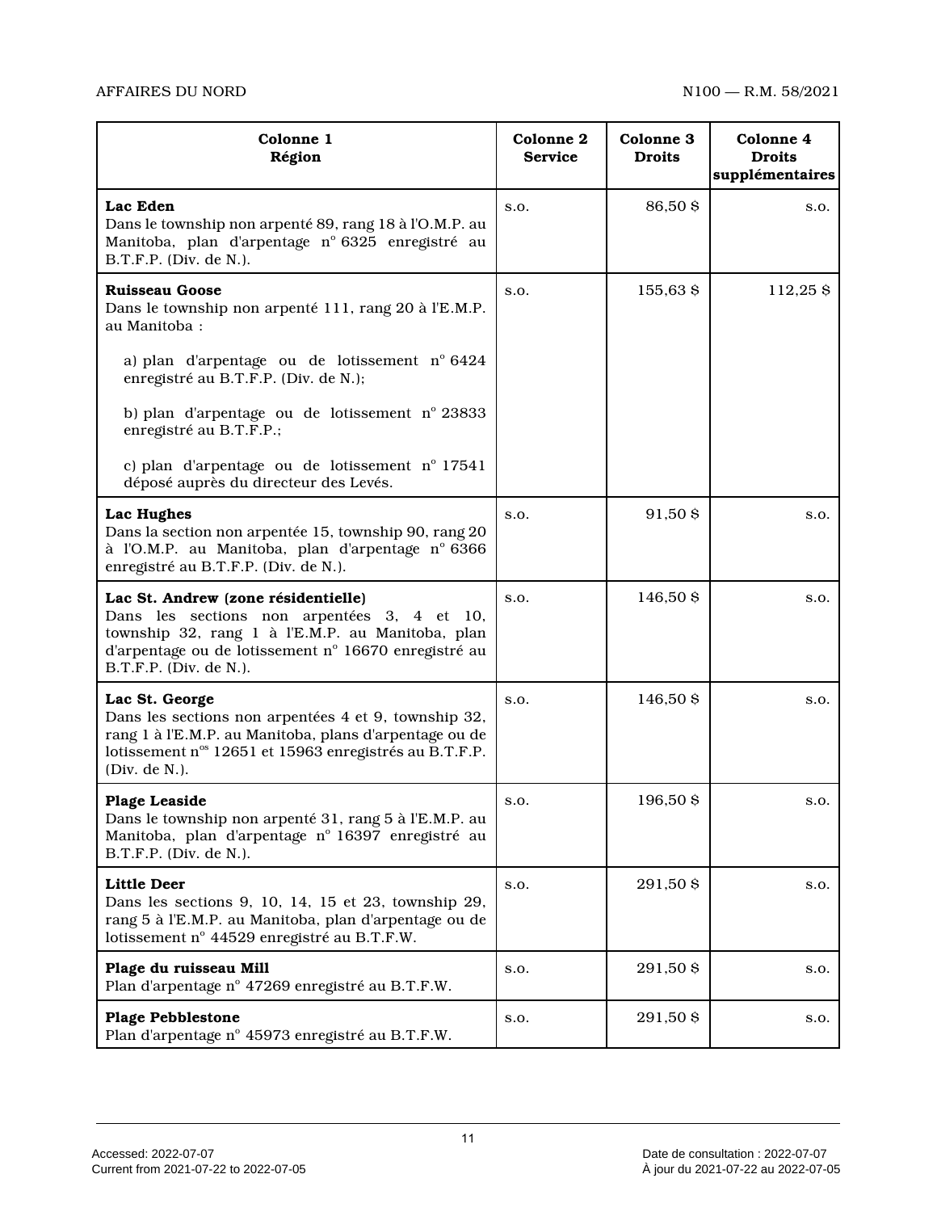| Colonne 1<br>Région | Colonne 2<br>Service | Colonne 3<br>Droits | Colonne 4<br>Droits supplémentaires |
|---|---|---|---|
| **Lac Eden**<br>Dans le township non arpenté 89, rang 18 à l'O.M.P. au Manitoba, plan d'arpentage nº 6325 enregistré au B.T.F.P. (Div. de N.). | s.o. | 86,50 $ | s.o. |
| **Ruisseau Goose**<br>Dans le township non arpenté 111, rang 20 à l'E.M.P. au Manitoba :<br><br>a) plan d'arpentage ou de lotissement nº 6424 enregistré au B.T.F.P. (Div. de N.);<br><br>b) plan d'arpentage ou de lotissement nº 23833 enregistré au B.T.F.P.;<br><br>c) plan d'arpentage ou de lotissement nº 17541 déposé auprès du directeur des Levés. | s.o. | 155,63 $ | 112,25 $ |
| **Lac Hughes**<br>Dans la section non arpentée 15, township 90, rang 20 à l'O.M.P. au Manitoba, plan d'arpentage nº 6366 enregistré au B.T.F.P. (Div. de N.). | s.o. | 91,50 $ | s.o. |
| **Lac St. Andrew (zone résidentielle)**<br>Dans les sections non arpentées 3, 4 et 10, township 32, rang 1 à l'E.M.P. au Manitoba, plan d'arpentage ou de lotissement nº 16670 enregistré au B.T.F.P. (Div. de N.). | s.o. | 146,50 $ | s.o. |
| **Lac St. George**<br>Dans les sections non arpentées 4 et 9, township 32, rang 1 à l'E.M.P. au Manitoba, plans d'arpentage ou de lotissement nºs 12651 et 15963 enregistrés au B.T.F.P. (Div. de N.). | s.o. | 146,50 $ | s.o. |
| **Plage Leaside**<br>Dans le township non arpenté 31, rang 5 à l'E.M.P. au Manitoba, plan d'arpentage nº 16397 enregistré au B.T.F.P. (Div. de N.). | s.o. | 196,50 $ | s.o. |
| **Little Deer**<br>Dans les sections 9, 10, 14, 15 et 23, township 29, rang 5 à l'E.M.P. au Manitoba, plan d'arpentage ou de lotissement nº 44529 enregistré au B.T.F.W. | s.o. | 291,50 $ | s.o. |
| **Plage du ruisseau Mill**<br>Plan d'arpentage nº 47269 enregistré au B.T.F.W. | s.o. | 291,50 $ | s.o. |
| **Plage Pebblestone**<br>Plan d'arpentage nº 45973 enregistré au B.T.F.W. | s.o. | 291,50 $ | s.o. |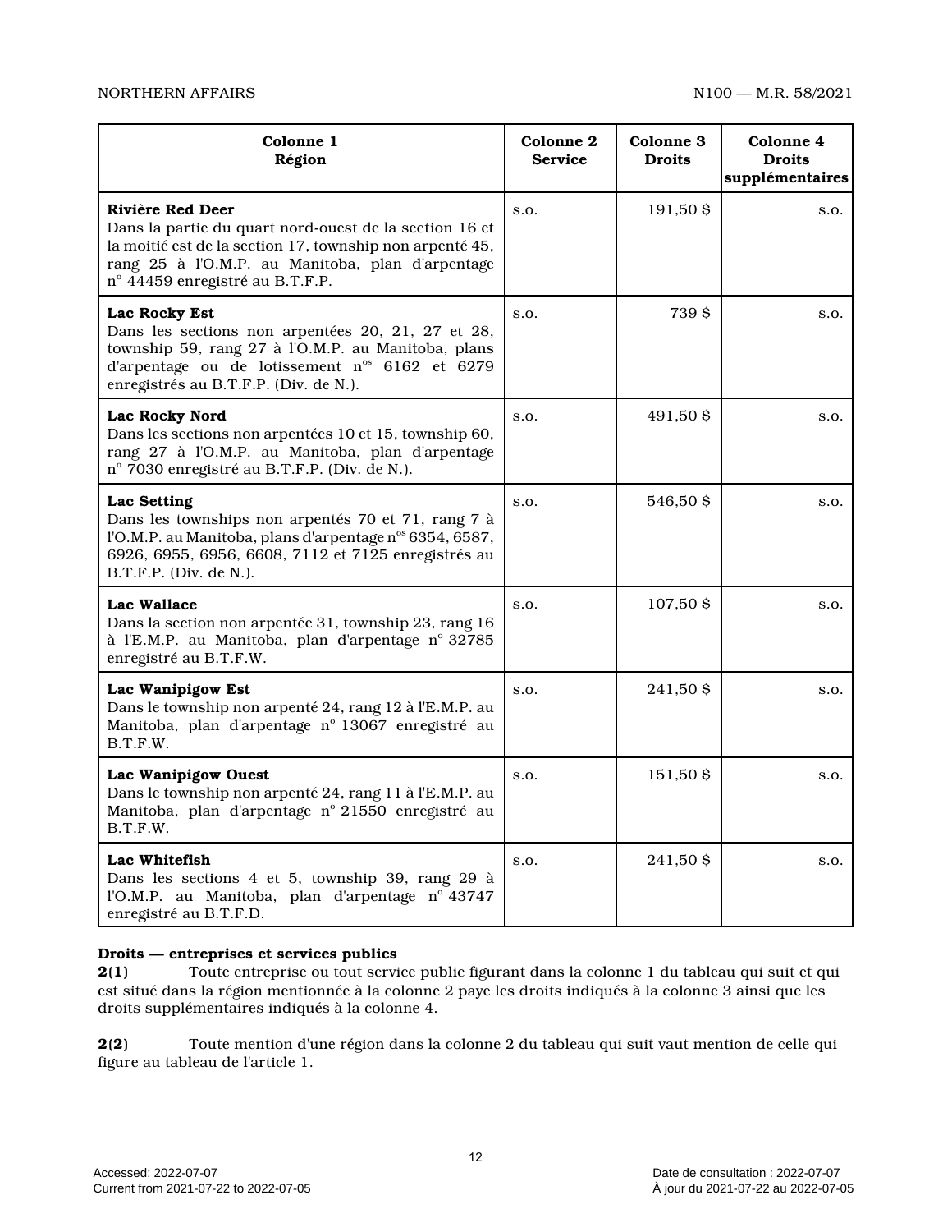| Colonne 1<br>Région | Colonne 2<br>Service | Colonne 3<br>Droits | Colonne 4<br>Droits supplémentaires |
|---|---|---|---|
| **Rivière Red Deer**<br>Dans la partie du quart nord-ouest de la section 16 et la moitié est de la section 17, township non arpenté 45, rang 25 à l'O.M.P. au Manitoba, plan d'arpentage n° 44459 enregistré au B.T.F.P. | s.o. | 191,50 $ | s.o. |
| **Lac Rocky Est**<br>Dans les sections non arpentées 20, 21, 27 et 28, township 59, rang 27 à l'O.M.P. au Manitoba, plans d'arpentage ou de lotissement n^os 6162 et 6279 enregistrés au B.T.F.P. (Div. de N.). | s.o. | 739 $ | s.o. |
| **Lac Rocky Nord**<br>Dans les sections non arpentées 10 et 15, township 60, rang 27 à l'O.M.P. au Manitoba, plan d'arpentage n° 7030 enregistré au B.T.F.P. (Div. de N.). | s.o. | 491,50 $ | s.o. |
| **Lac Setting**<br>Dans les townships non arpentés 70 et 71, rang 7 à l'O.M.P. au Manitoba, plans d'arpentage n^os 6354, 6587, 6926, 6955, 6956, 6608, 7112 et 7125 enregistrés au B.T.F.P. (Div. de N.). | s.o. | 546,50 $ | s.o. |
| **Lac Wallace**<br>Dans la section non arpentée 31, township 23, rang 16 à l'E.M.P. au Manitoba, plan d'arpentage n° 32785 enregistré au B.T.F.W. | s.o. | 107,50 $ | s.o. |
| **Lac Wanipigow Est**<br>Dans le township non arpenté 24, rang 12 à l'E.M.P. au Manitoba, plan d'arpentage n° 13067 enregistré au B.T.F.W. | s.o. | 241,50 $ | s.o. |
| **Lac Wanipigow Ouest**<br>Dans le township non arpenté 24, rang 11 à l'E.M.P. au Manitoba, plan d'arpentage n° 21550 enregistré au B.T.F.W. | s.o. | 151,50 $ | s.o. |
| **Lac Whitefish**<br>Dans les sections 4 et 5, township 39, rang 29 à l'O.M.P. au Manitoba, plan d'arpentage n° 43747 enregistré au B.T.F.D. | s.o. | 241,50 $ | s.o. |

**Droits — entreprises et services publics**

**2(1)** Toute entreprise ou tout service public figurant dans la colonne 1 du tableau qui suit et qui est situé dans la région mentionnée à la colonne 2 paye les droits indiqués à la colonne 3 ainsi que les droits supplémentaires indiqués à la colonne 4.

**2(2)** Toute mention d'une région dans la colonne 2 du tableau qui suit vaut mention de celle qui figure au tableau de l'article 1.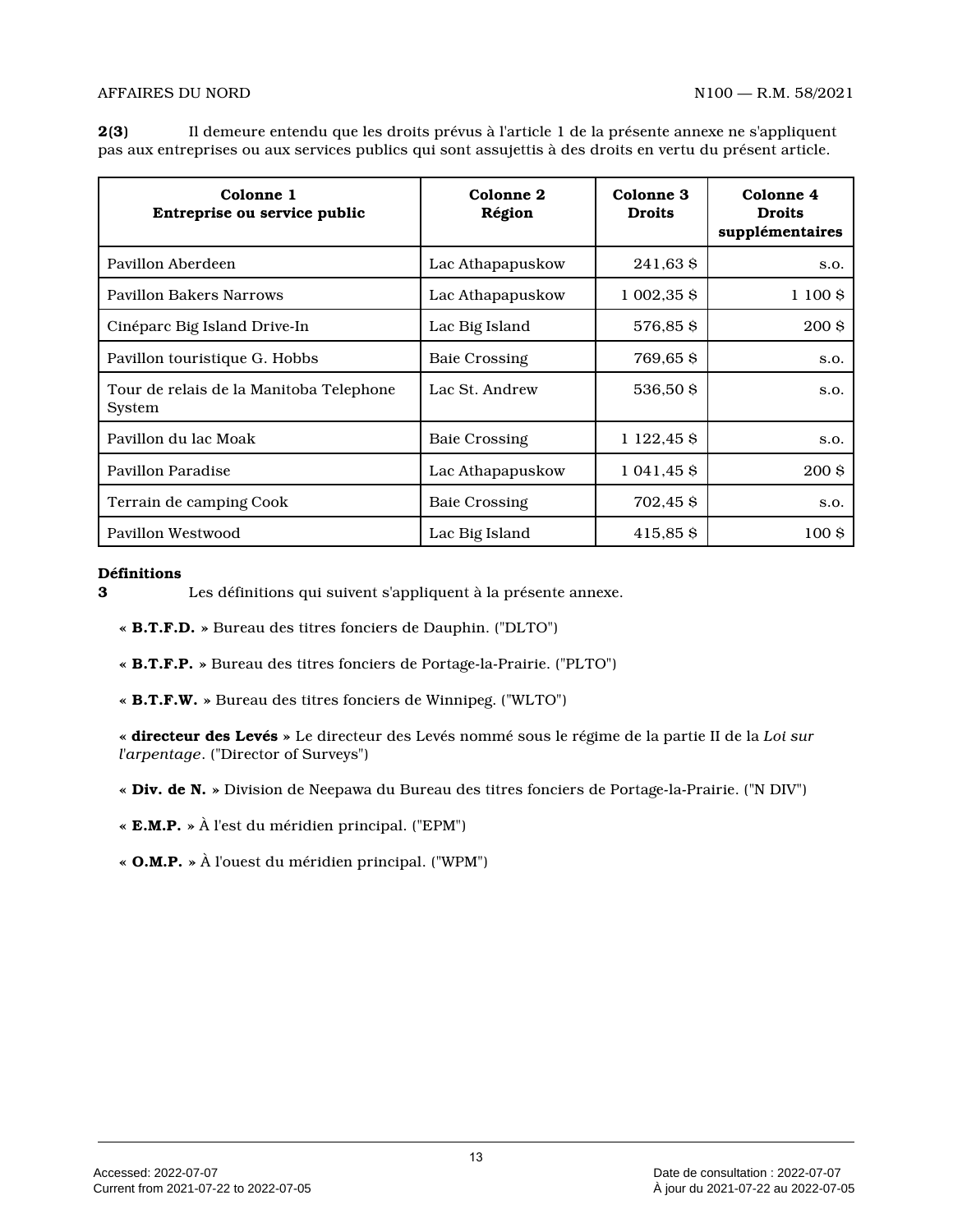**2(3)** Il demeure entendu que les droits prévus à l'article 1 de la présente annexe ne s'appliquent pas aux entreprises ou aux services publics qui sont assujettis à des droits en vertu du présent article.

| Colonne 1 Entreprise ou service public | Colonne 2 Région | Colonne 3 Droits | Colonne 4 Droits supplémentaires |
|---|---|---:|---:|
| Pavillon Aberdeen | Lac Athapapuskow | 241,63 $ | s.o. |
| Pavillon Bakers Narrows | Lac Athapapuskow | 1 002,35 $ | 1 100 $ |
| Cinéparc Big Island Drive-In | Lac Big Island | 576,85 $ | 200 $ |
| Pavillon touristique G. Hobbs | Baie Crossing | 769,65 $ | s.o. |
| Tour de relais de la Manitoba Telephone System | Lac St. Andrew | 536,50 $ | s.o. |
| Pavillon du lac Moak | Baie Crossing | 1 122,45 $ | s.o. |
| Pavillon Paradise | Lac Athapapuskow | 1 041,45 $ | 200 $ |
| Terrain de camping Cook | Baie Crossing | 702,45 $ | s.o. |
| Pavillon Westwood | Lac Big Island | 415,85 $ | 100 $ |

**Définitions**

**3** Les définitions qui suivent s'appliquent à la présente annexe.

« **B.T.F.D.** » Bureau des titres fonciers de Dauphin. ("DLTO")

« **B.T.F.P.** » Bureau des titres fonciers de Portage-la-Prairie. ("PLTO")

« **B.T.F.W.** » Bureau des titres fonciers de Winnipeg. ("WLTO")

« **directeur des Levés** » Le directeur des Levés nommé sous le régime de la partie II de la *Loi sur l'arpentage*. ("Director of Surveys")

« **Div. de N.** » Division de Neepawa du Bureau des titres fonciers de Portage-la-Prairie. ("N DIV")

« **E.M.P.** » À l'est du méridien principal. ("EPM")

« **O.M.P.** » À l'ouest du méridien principal. ("WPM")